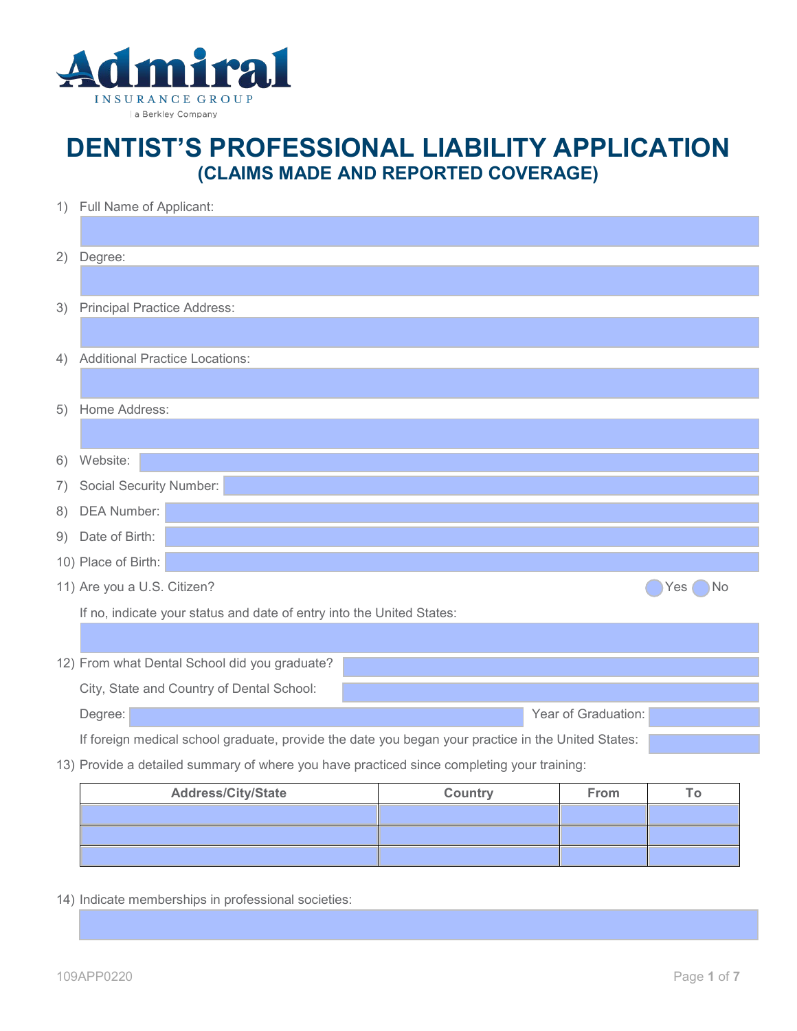Admiral INSURANCE GROUP | a Berkley Company

# DENTIST'S PROFESSIONAL LIABILITY APPLICATION
## (CLAIMS MADE AND REPORTED COVERAGE)

1) Full Name of Applicant:

2) Degree:

3) Principal Practice Address:

4) Additional Practice Locations:

5) Home Address:

6) Website:

7) Social Security Number:

8) DEA Number:

9) Date of Birth:

10) Place of Birth:

11) Are you a U.S. Citizen? Yes No

    If no, indicate your status and date of entry into the United States:

12) From what Dental School did you graduate?

    City, State and Country of Dental School:

    Degree: Year of Graduation:

    If foreign medical school graduate, provide the date you began your practice in the United States:

13) Provide a detailed summary of where you have practiced since completing your training:

| Address/City/State | Country | From | To |
|---|---|---|---|
| | | | |
| | | | |
| | | | |

14) Indicate memberships in professional societies:

109APP0220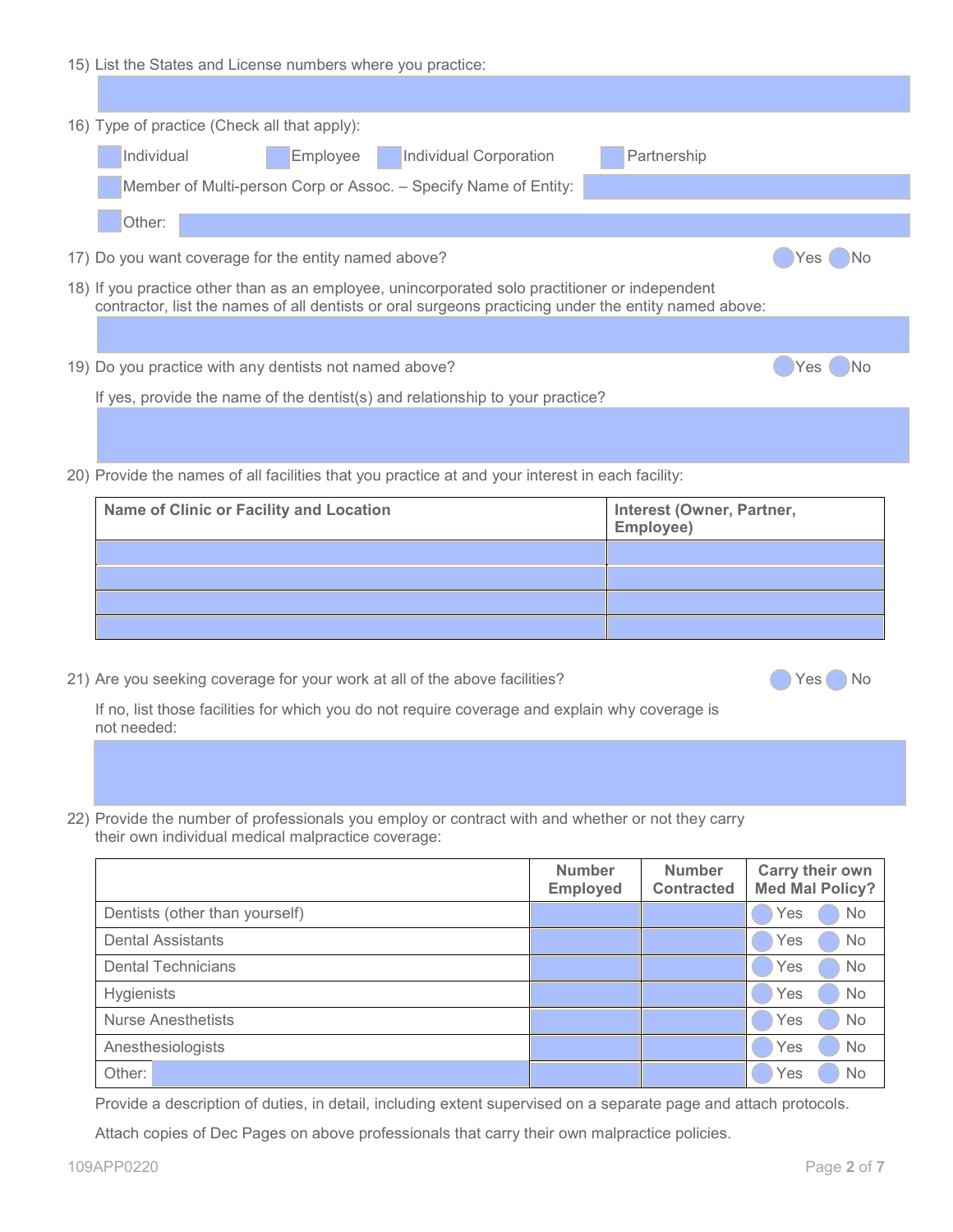15) List the States and License numbers where you practice:

16) Type of practice (Check all that apply):

- ☐ Individual
- ☐ Employee
- ☐ Individual Corporation
- ☐ Partnership
- ☐ Member of Multi-person Corp or Assoc. – Specify Name of Entity:
- ☐ Other:

17) Do you want coverage for the entity named above? ○ Yes ○ No

18) If you practice other than as an employee, unincorporated solo practitioner or independent contractor, list the names of all dentists or oral surgeons practicing under the entity named above:

19) Do you practice with any dentists not named above? ○ Yes ○ No

If yes, provide the name of the dentist(s) and relationship to your practice?

20) Provide the names of all facilities that you practice at and your interest in each facility:

| Name of Clinic or Facility and Location | Interest (Owner, Partner, Employee) |
|---|---|
| | |
| | |
| | |
| | |

21) Are you seeking coverage for your work at all of the above facilities? ○ Yes ○ No

If no, list those facilities for which you do not require coverage and explain why coverage is not needed:

22) Provide the number of professionals you employ or contract with and whether or not they carry their own individual medical malpractice coverage:

| | Number Employed | Number Contracted | Carry their own Med Mal Policy? |
|---|---|---|---|
| Dentists (other than yourself) | | | ○ Yes ○ No |
| Dental Assistants | | | ○ Yes ○ No |
| Dental Technicians | | | ○ Yes ○ No |
| Hygienists | | | ○ Yes ○ No |
| Nurse Anesthetists | | | ○ Yes ○ No |
| Anesthesiologists | | | ○ Yes ○ No |
| Other: | | | ○ Yes ○ No |

Provide a description of duties, in detail, including extent supervised on a separate page and attach protocols.

Attach copies of Dec Pages on above professionals that carry their own malpractice policies.

109APP0220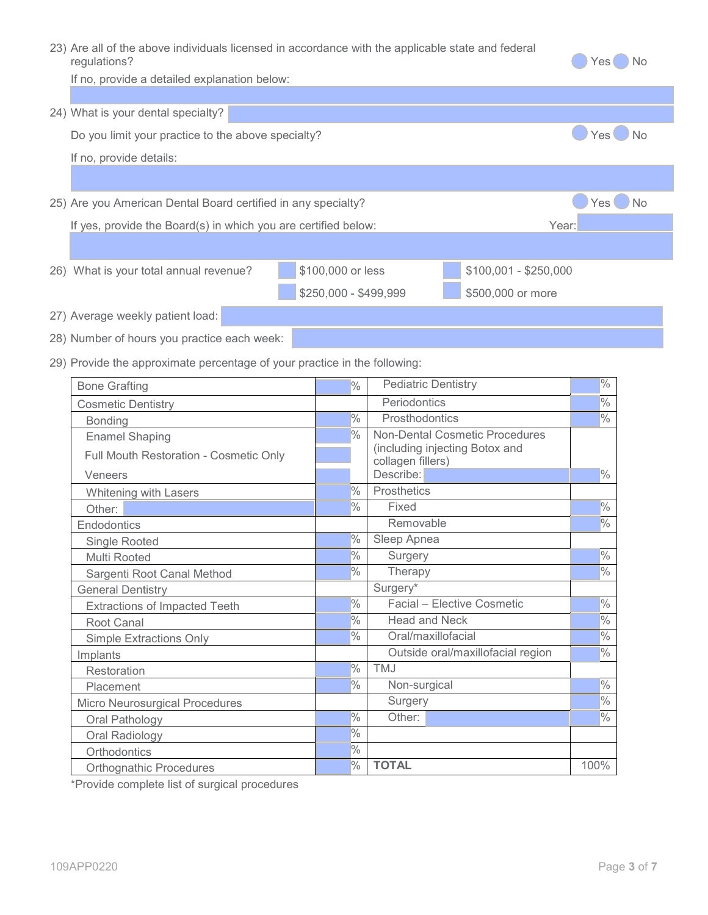23) Are all of the above individuals licensed in accordance with the applicable state and federal regulations? ◯ Yes ◯ No

If no, provide a detailed explanation below:

______________________________

24) What is your dental specialty? ______________________________

Do you limit your practice to the above specialty? ◯ Yes ◯ No

If no, provide details:

______________________________

25) Are you American Dental Board certified in any specialty? ◯ Yes ◯ No

If yes, provide the Board(s) in which you are certified below: Year: ________

______________________________

26) What is your total annual revenue?

- ☐ $100,000 or less
- ☐ $100,001 - $250,000
- ☐ $250,000 - $499,999
- ☐ $500,000 or more

27) Average weekly patient load: ______________________________

28) Number of hours you practice each week: ______________________________

29) Provide the approximate percentage of your practice in the following:

| Procedure | % | Procedure | % |
|---|---|---|---|
| Bone Grafting | % | Pediatric Dentistry | % |
| Cosmetic Dentistry | | Periodontics | % |
| Bonding | % | Prosthodontics | % |
| Enamel Shaping | % | Non-Dental Cosmetic Procedures (including injecting Botox and collagen fillers) | |
| Full Mouth Restoration - Cosmetic Only | | | |
| Veneers | | Describe: ________ | % |
| Whitening with Lasers | % | Prosthetics | |
| Other: ________ | % | Fixed | % |
| Endodontics | | Removable | % |
| Single Rooted | % | Sleep Apnea | |
| Multi Rooted | % | Surgery | % |
| Sargenti Root Canal Method | % | Therapy | % |
| General Dentistry | | Surgery* | |
| Extractions of Impacted Teeth | % | Facial – Elective Cosmetic | % |
| Root Canal | % | Head and Neck | % |
| Simple Extractions Only | % | Oral/maxillofacial | % |
| Implants | | Outside oral/maxillofacial region | % |
| Restoration | % | TMJ | |
| Placement | % | Non-surgical | % |
| Micro Neurosurgical Procedures | | Surgery | % |
| Oral Pathology | % | Other: ________ | % |
| Oral Radiology | % | | |
| Orthodontics | % | | |
| Orthognathic Procedures | % | **TOTAL** | 100% |

*Provide complete list of surgical procedures

109APP0220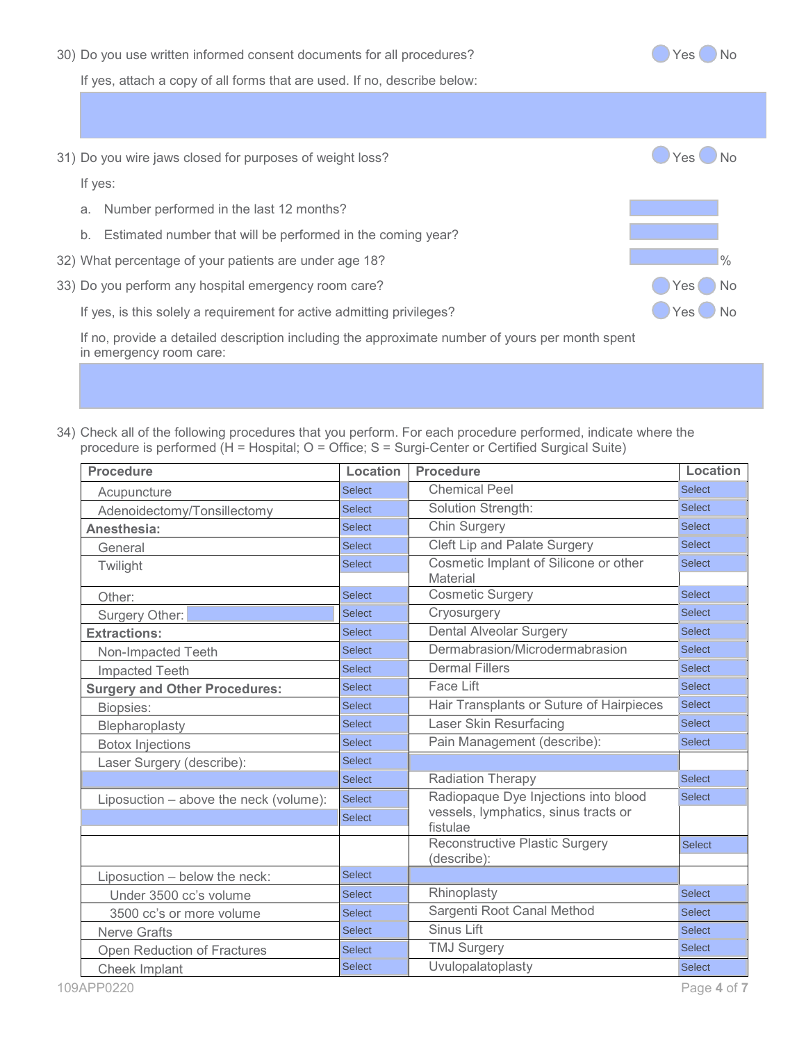30) Do you use written informed consent documents for all procedures? Yes No

If yes, attach a copy of all forms that are used. If no, describe below:

31) Do you wire jaws closed for purposes of weight loss? Yes No

If yes:

a. Number performed in the last 12 months?

b. Estimated number that will be performed in the coming year?

32) What percentage of your patients are under age 18? %

33) Do you perform any hospital emergency room care? Yes No

If yes, is this solely a requirement for active admitting privileges? Yes No

If no, provide a detailed description including the approximate number of yours per month spent in emergency room care:

34) Check all of the following procedures that you perform. For each procedure performed, indicate where the procedure is performed (H = Hospital; O = Office; S = Surgi-Center or Certified Surgical Suite)

| Procedure | Location | Procedure | Location |
|---|---|---|---|
| Acupuncture | Select | Chemical Peel | Select |
| Adenoidectomy/Tonsillectomy | Select | Solution Strength: | Select |
| **Anesthesia:** | Select | Chin Surgery | Select |
| General | Select | Cleft Lip and Palate Surgery | Select |
| Twilight | Select | Cosmetic Implant of Silicone or other Material | Select |
| Other: | Select | Cosmetic Surgery | Select |
| Surgery Other: | Select | Cryosurgery | Select |
| **Extractions:** | Select | Dental Alveolar Surgery | Select |
| Non-Impacted Teeth | Select | Dermabrasion/Microdermabrasion | Select |
| Impacted Teeth | Select | Dermal Fillers | Select |
| **Surgery and Other Procedures:** | Select | Face Lift | Select |
| Biopsies: | Select | Hair Transplants or Suture of Hairpieces | Select |
| Blepharoplasty | Select | Laser Skin Resurfacing | Select |
| Botox Injections | Select | Pain Management (describe): | Select |
| Laser Surgery (describe): | Select | | |
| | Select | Radiation Therapy | Select |
| Liposuction – above the neck (volume): | Select | Radiopaque Dye Injections into blood vessels, lymphatics, sinus tracts or fistulae | Select |
| | Select | | |
| | | Reconstructive Plastic Surgery (describe): | Select |
| Liposuction – below the neck: | Select | | |
| Under 3500 cc's volume | Select | Rhinoplasty | Select |
| 3500 cc's or more volume | Select | Sargenti Root Canal Method | Select |
| Nerve Grafts | Select | Sinus Lift | Select |
| Open Reduction of Fractures | Select | TMJ Surgery | Select |
| Cheek Implant | Select | Uvulopalatoplasty | Select |

109APP0220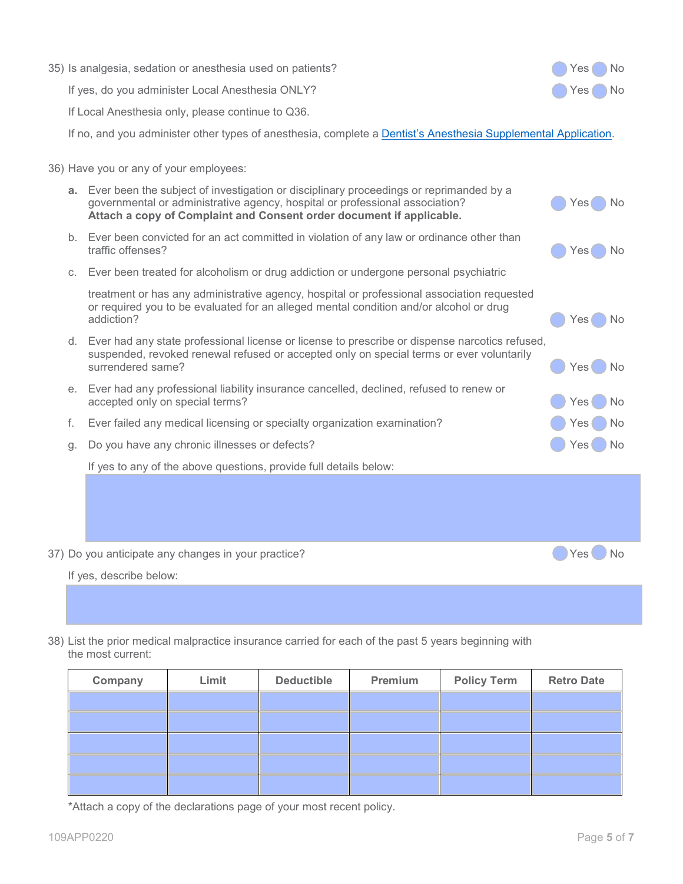35) Is analgesia, sedation or anesthesia used on patients? ○ Yes ○ No

If yes, do you administer Local Anesthesia ONLY? ○ Yes ○ No

If Local Anesthesia only, please continue to Q36.

If no, and you administer other types of anesthesia, complete a Dentist's Anesthesia Supplemental Application.

36) Have you or any of your employees:

**a.** Ever been the subject of investigation or disciplinary proceedings or reprimanded by a governmental or administrative agency, hospital or professional association? **Attach a copy of Complaint and Consent order document if applicable.** ○ Yes ○ No

b. Ever been convicted for an act committed in violation of any law or ordinance other than traffic offenses? ○ Yes ○ No

c. Ever been treated for alcoholism or drug addiction or undergone personal psychiatric treatment or has any administrative agency, hospital or professional association requested or required you to be evaluated for an alleged mental condition and/or alcohol or drug addiction? ○ Yes ○ No

d. Ever had any state professional license or license to prescribe or dispense narcotics refused, suspended, revoked renewal refused or accepted only on special terms or ever voluntarily surrendered same? ○ Yes ○ No

e. Ever had any professional liability insurance cancelled, declined, refused to renew or accepted only on special terms? ○ Yes ○ No

f. Ever failed any medical licensing or specialty organization examination? ○ Yes ○ No

g. Do you have any chronic illnesses or defects? ○ Yes ○ No

If yes to any of the above questions, provide full details below:

37) Do you anticipate any changes in your practice? ○ Yes ○ No

If yes, describe below:

38) List the prior medical malpractice insurance carried for each of the past 5 years beginning with the most current:

| Company | Limit | Deductible | Premium | Policy Term | Retro Date |
| --- | --- | --- | --- | --- | --- |
| | | | | | |
| | | | | | |
| | | | | | |
| | | | | | |
| | | | | | |

*Attach a copy of the declarations page of your most recent policy.

109APP0220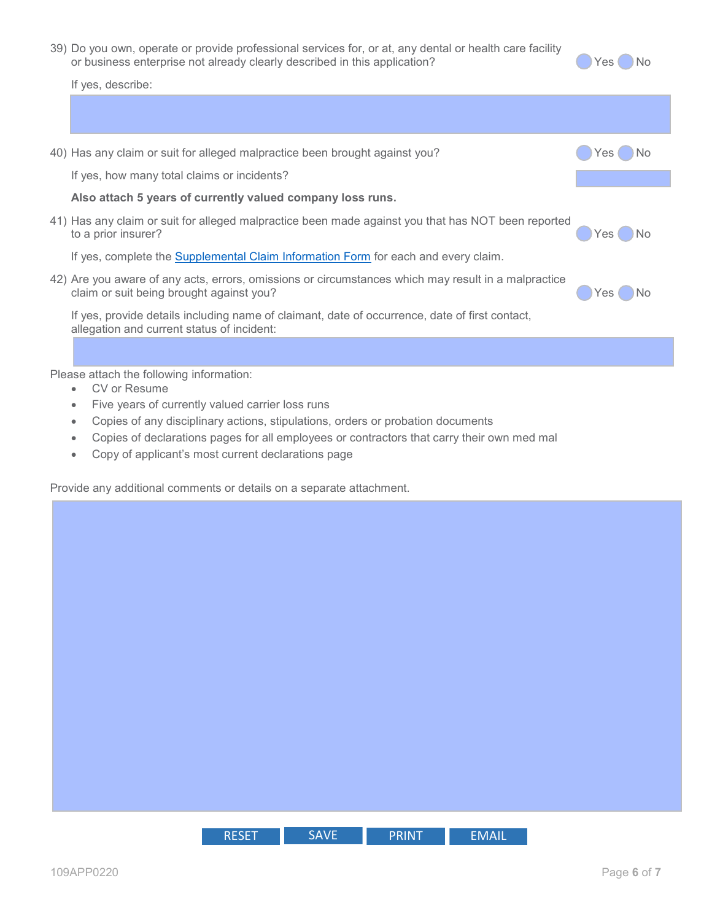39) Do you own, operate or provide professional services for, or at, any dental or health care facility or business enterprise not already clearly described in this application? Yes No

If yes, describe:

40) Has any claim or suit for alleged malpractice been brought against you? Yes No

If yes, how many total claims or incidents?

**Also attach 5 years of currently valued company loss runs.**

41) Has any claim or suit for alleged malpractice been made against you that has NOT been reported to a prior insurer? Yes No

If yes, complete the Supplemental Claim Information Form for each and every claim.

42) Are you aware of any acts, errors, omissions or circumstances which may result in a malpractice claim or suit being brought against you? Yes No

If yes, provide details including name of claimant, date of occurrence, date of first contact, allegation and current status of incident:

Please attach the following information:

- CV or Resume
- Five years of currently valued carrier loss runs
- Copies of any disciplinary actions, stipulations, orders or probation documents
- Copies of declarations pages for all employees or contractors that carry their own med mal
- Copy of applicant's most current declarations page

Provide any additional comments or details on a separate attachment.

RESET SAVE PRINT EMAIL

109APP0220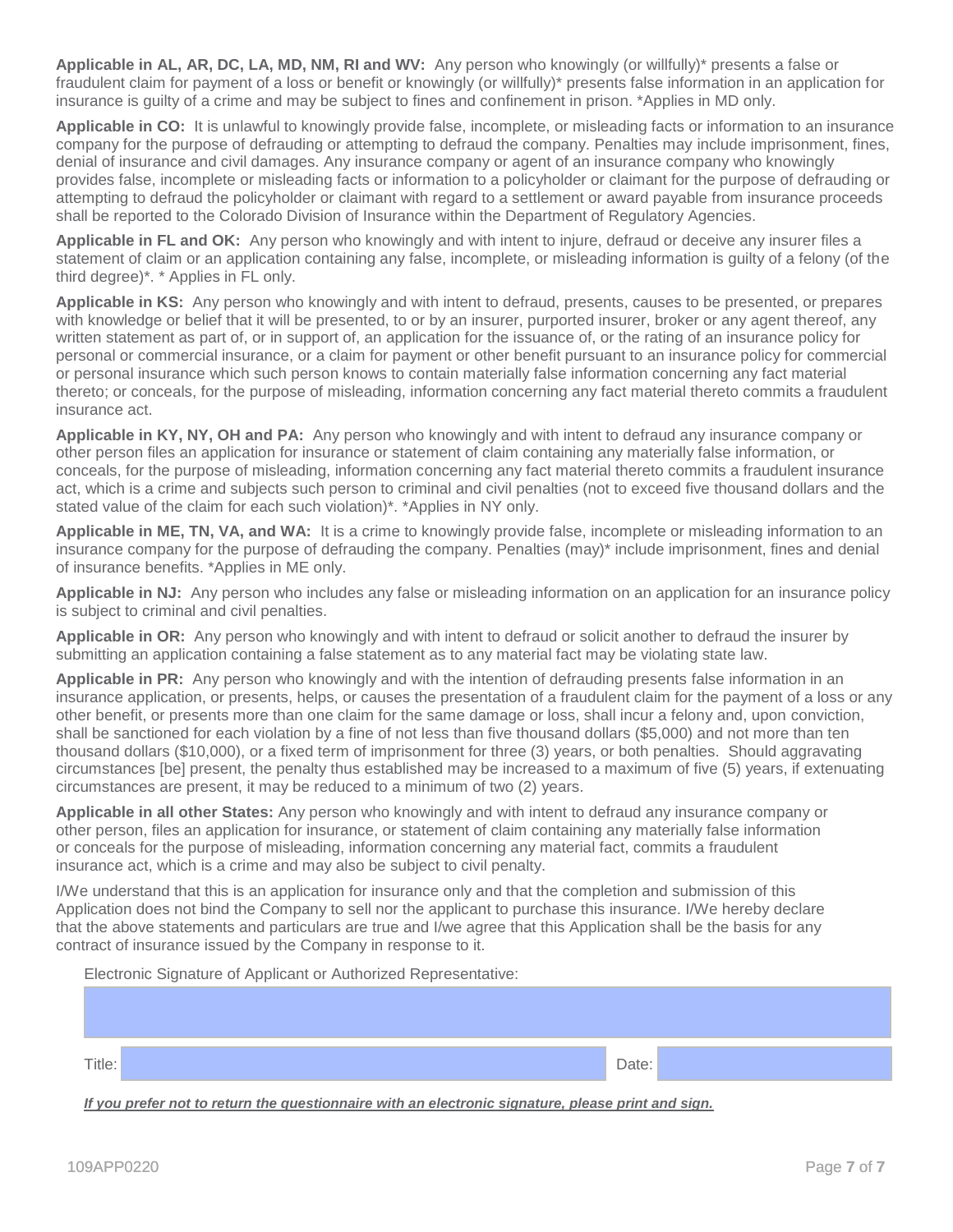**Applicable in AL, AR, DC, LA, MD, NM, RI and WV:** Any person who knowingly (or willfully)* presents a false or fraudulent claim for payment of a loss or benefit or knowingly (or willfully)* presents false information in an application for insurance is guilty of a crime and may be subject to fines and confinement in prison. *Applies in MD only.

**Applicable in CO:** It is unlawful to knowingly provide false, incomplete, or misleading facts or information to an insurance company for the purpose of defrauding or attempting to defraud the company. Penalties may include imprisonment, fines, denial of insurance and civil damages. Any insurance company or agent of an insurance company who knowingly provides false, incomplete or misleading facts or information to a policyholder or claimant for the purpose of defrauding or attempting to defraud the policyholder or claimant with regard to a settlement or award payable from insurance proceeds shall be reported to the Colorado Division of Insurance within the Department of Regulatory Agencies.

**Applicable in FL and OK:** Any person who knowingly and with intent to injure, defraud or deceive any insurer files a statement of claim or an application containing any false, incomplete, or misleading information is guilty of a felony (of the third degree)*. * Applies in FL only.

**Applicable in KS:** Any person who knowingly and with intent to defraud, presents, causes to be presented, or prepares with knowledge or belief that it will be presented, to or by an insurer, purported insurer, broker or any agent thereof, any written statement as part of, or in support of, an application for the issuance of, or the rating of an insurance policy for personal or commercial insurance, or a claim for payment or other benefit pursuant to an insurance policy for commercial or personal insurance which such person knows to contain materially false information concerning any fact material thereto; or conceals, for the purpose of misleading, information concerning any fact material thereto commits a fraudulent insurance act.

**Applicable in KY, NY, OH and PA:** Any person who knowingly and with intent to defraud any insurance company or other person files an application for insurance or statement of claim containing any materially false information, or conceals, for the purpose of misleading, information concerning any fact material thereto commits a fraudulent insurance act, which is a crime and subjects such person to criminal and civil penalties (not to exceed five thousand dollars and the stated value of the claim for each such violation)*. *Applies in NY only.

**Applicable in ME, TN, VA, and WA:** It is a crime to knowingly provide false, incomplete or misleading information to an insurance company for the purpose of defrauding the company. Penalties (may)* include imprisonment, fines and denial of insurance benefits. *Applies in ME only.

**Applicable in NJ:** Any person who includes any false or misleading information on an application for an insurance policy is subject to criminal and civil penalties.

**Applicable in OR:** Any person who knowingly and with intent to defraud or solicit another to defraud the insurer by submitting an application containing a false statement as to any material fact may be violating state law.

**Applicable in PR:** Any person who knowingly and with the intention of defrauding presents false information in an insurance application, or presents, helps, or causes the presentation of a fraudulent claim for the payment of a loss or any other benefit, or presents more than one claim for the same damage or loss, shall incur a felony and, upon conviction, shall be sanctioned for each violation by a fine of not less than five thousand dollars ($5,000) and not more than ten thousand dollars ($10,000), or a fixed term of imprisonment for three (3) years, or both penalties. Should aggravating circumstances [be] present, the penalty thus established may be increased to a maximum of five (5) years, if extenuating circumstances are present, it may be reduced to a minimum of two (2) years.

**Applicable in all other States:** Any person who knowingly and with intent to defraud any insurance company or other person, files an application for insurance, or statement of claim containing any materially false information or conceals for the purpose of misleading, information concerning any material fact, commits a fraudulent insurance act, which is a crime and may also be subject to civil penalty.

I/We understand that this is an application for insurance only and that the completion and submission of this Application does not bind the Company to sell nor the applicant to purchase this insurance. I/We hereby declare that the above statements and particulars are true and I/we agree that this Application shall be the basis for any contract of insurance issued by the Company in response to it.

Electronic Signature of Applicant or Authorized Representative:

Title: Date:

***If you prefer not to return the questionnaire with an electronic signature, please print and sign.***

109APP0220